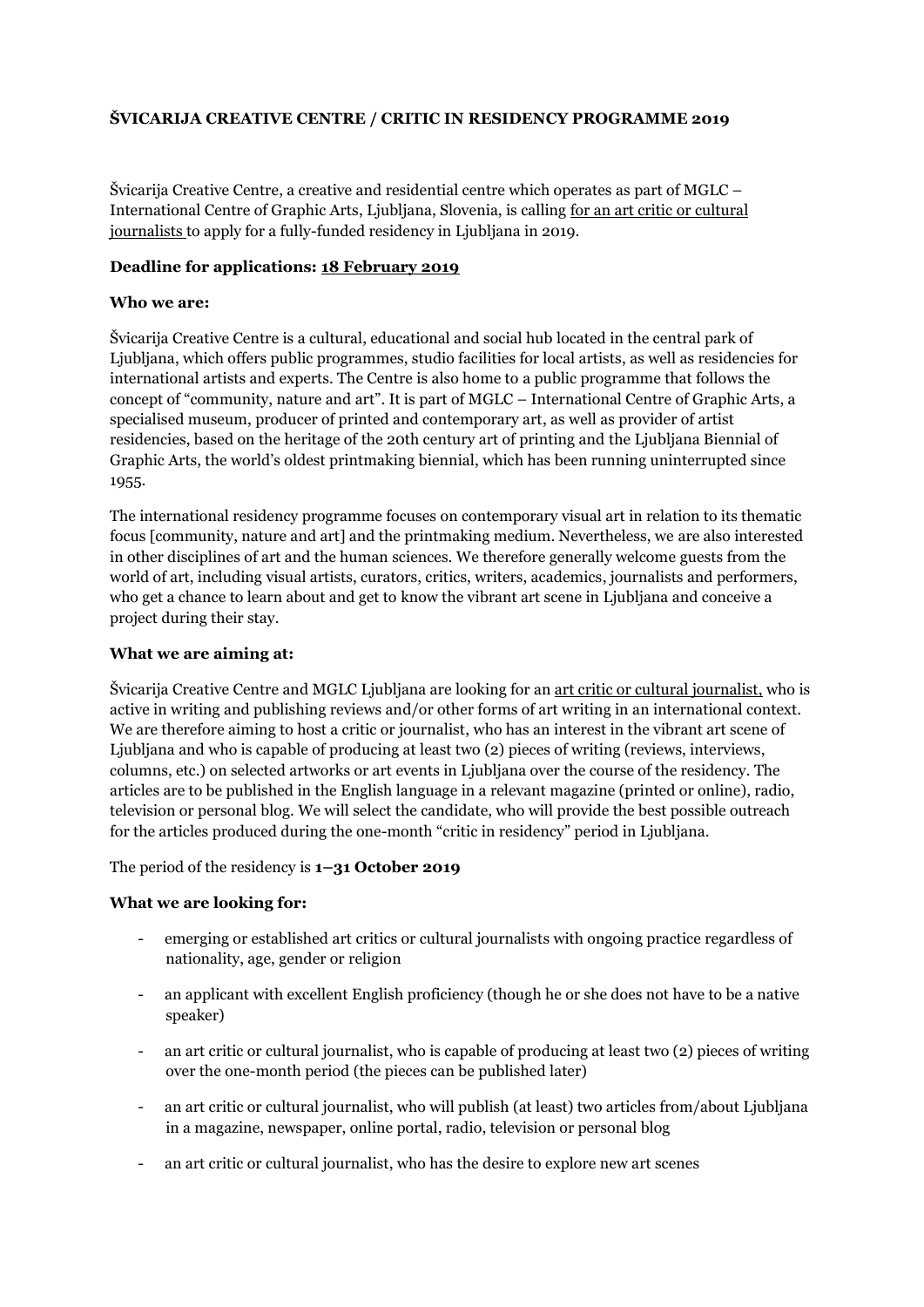**ŠVICARIJA CREATIVE CENTRE / CRITIC IN RESIDENCY PROGRAMME 2019**

Švicarija Creative Centre, a creative and residential centre which operates as part of MGLC – International Centre of Graphic Arts, Ljubljana, Slovenia, is calling for an art critic or cultural journalists to apply for a fully-funded residency in Ljubljana in 2019.

**Deadline for applications: 18 February 2019**

**Who we are:**

Švicarija Creative Centre is a cultural, educational and social hub located in the central park of Ljubljana, which offers public programmes, studio facilities for local artists, as well as residencies for international artists and experts. The Centre is also home to a public programme that follows the concept of "community, nature and art". It is part of MGLC – International Centre of Graphic Arts, a specialised museum, producer of printed and contemporary art, as well as provider of artist residencies, based on the heritage of the 20th century art of printing and the Ljubljana Biennial of Graphic Arts, the world's oldest printmaking biennial, which has been running uninterrupted since 1955.

The international residency programme focuses on contemporary visual art in relation to its thematic focus [community, nature and art] and the printmaking medium. Nevertheless, we are also interested in other disciplines of art and the human sciences. We therefore generally welcome guests from the world of art, including visual artists, curators, critics, writers, academics, journalists and performers, who get a chance to learn about and get to know the vibrant art scene in Ljubljana and conceive a project during their stay.

**What we are aiming at:**

Švicarija Creative Centre and MGLC Ljubljana are looking for an art critic or cultural journalist, who is active in writing and publishing reviews and/or other forms of art writing in an international context. We are therefore aiming to host a critic or journalist, who has an interest in the vibrant art scene of Ljubljana and who is capable of producing at least two (2) pieces of writing (reviews, interviews, columns, etc.) on selected artworks or art events in Ljubljana over the course of the residency. The articles are to be published in the English language in a relevant magazine (printed or online), radio, television or personal blog. We will select the candidate, who will provide the best possible outreach for the articles produced during the one-month "critic in residency" period in Ljubljana.

The period of the residency is **1–31 October 2019**

**What we are looking for:**

- emerging or established art critics or cultural journalists with ongoing practice regardless of nationality, age, gender or religion
- an applicant with excellent English proficiency (though he or she does not have to be a native speaker)
- an art critic or cultural journalist, who is capable of producing at least two (2) pieces of writing over the one-month period (the pieces can be published later)
- an art critic or cultural journalist, who will publish (at least) two articles from/about Ljubljana in a magazine, newspaper, online portal, radio, television or personal blog
- an art critic or cultural journalist, who has the desire to explore new art scenes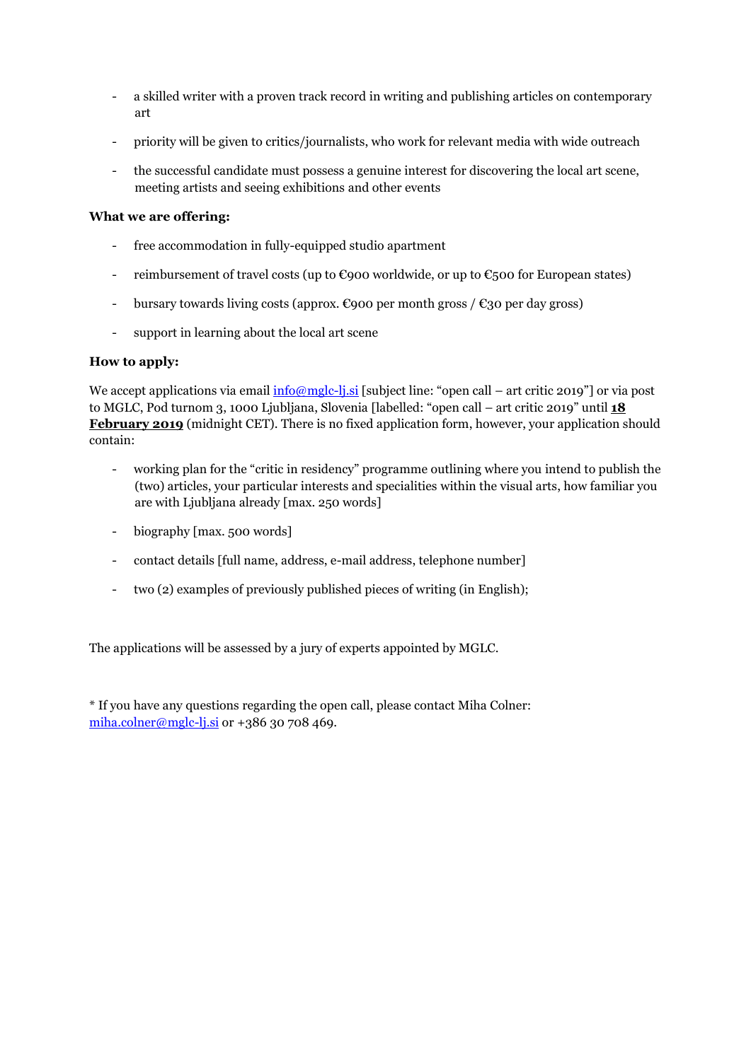- a skilled writer with a proven track record in writing and publishing articles on contemporary art
- priority will be given to critics/journalists, who work for relevant media with wide outreach
- the successful candidate must possess a genuine interest for discovering the local art scene, meeting artists and seeing exhibitions and other events

**What we are offering:**

- free accommodation in fully-equipped studio apartment
- reimbursement of travel costs (up to €900 worldwide, or up to €500 for European states)
- bursary towards living costs (approx. €900 per month gross / €30 per day gross)
- support in learning about the local art scene

**How to apply:**

We accept applications via email info@mglc-lj.si [subject line: "open call – art critic 2019"] or via post to MGLC, Pod turnom 3, 1000 Ljubljana, Slovenia [labelled: "open call – art critic 2019" until **18 February 2019** (midnight CET). There is no fixed application form, however, your application should contain:

- working plan for the "critic in residency" programme outlining where you intend to publish the (two) articles, your particular interests and specialities within the visual arts, how familiar you are with Ljubljana already [max. 250 words]
- biography [max. 500 words]
- contact details [full name, address, e-mail address, telephone number]
- two (2) examples of previously published pieces of writing (in English);

The applications will be assessed by a jury of experts appointed by MGLC.

* If you have any questions regarding the open call, please contact Miha Colner: miha.colner@mglc-lj.si or +386 30 708 469.